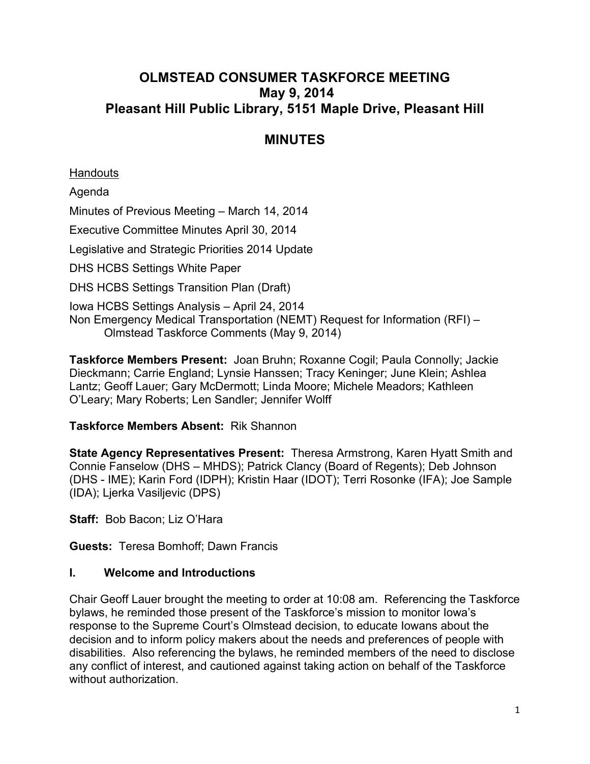# OLMSTEAD CONSUMER TASKFORCE MEETING
# May 9, 2014
# Pleasant Hill Public Library, 5151 Maple Drive, Pleasant Hill

## MINUTES

<u>Handouts</u>

Agenda

Minutes of Previous Meeting – March 14, 2014

Executive Committee Minutes April 30, 2014

Legislative and Strategic Priorities 2014 Update

DHS HCBS Settings White Paper

DHS HCBS Settings Transition Plan (Draft)

Iowa HCBS Settings Analysis – April 24, 2014

Non Emergency Medical Transportation (NEMT) Request for Information (RFI) – Olmstead Taskforce Comments (May 9, 2014)

**Taskforce Members Present:** Joan Bruhn; Roxanne Cogil; Paula Connolly; Jackie Dieckmann; Carrie England; Lynsie Hanssen; Tracy Keninger; June Klein; Ashlea Lantz; Geoff Lauer; Gary McDermott; Linda Moore; Michele Meadors; Kathleen O'Leary; Mary Roberts; Len Sandler; Jennifer Wolff

**Taskforce Members Absent:** Rik Shannon

**State Agency Representatives Present:** Theresa Armstrong, Karen Hyatt Smith and Connie Fanselow (DHS – MHDS); Patrick Clancy (Board of Regents); Deb Johnson (DHS - IME); Karin Ford (IDPH); Kristin Haar (IDOT); Terri Rosonke (IFA); Joe Sample (IDA); Ljerka Vasiljevic (DPS)

**Staff:** Bob Bacon; Liz O'Hara

**Guests:** Teresa Bomhoff; Dawn Francis

### I. Welcome and Introductions

Chair Geoff Lauer brought the meeting to order at 10:08 am. Referencing the Taskforce bylaws, he reminded those present of the Taskforce's mission to monitor Iowa's response to the Supreme Court's Olmstead decision, to educate Iowans about the decision and to inform policy makers about the needs and preferences of people with disabilities. Also referencing the bylaws, he reminded members of the need to disclose any conflict of interest, and cautioned against taking action on behalf of the Taskforce without authorization.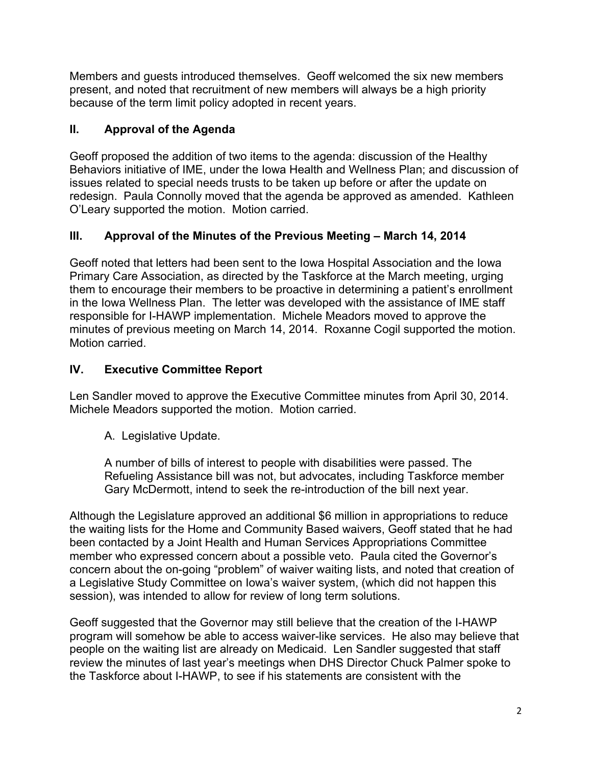Members and guests introduced themselves. Geoff welcomed the six new members present, and noted that recruitment of new members will always be a high priority because of the term limit policy adopted in recent years.

## II. Approval of the Agenda

Geoff proposed the addition of two items to the agenda: discussion of the Healthy Behaviors initiative of IME, under the Iowa Health and Wellness Plan; and discussion of issues related to special needs trusts to be taken up before or after the update on redesign. Paula Connolly moved that the agenda be approved as amended. Kathleen O'Leary supported the motion. Motion carried.

## III. Approval of the Minutes of the Previous Meeting – March 14, 2014

Geoff noted that letters had been sent to the Iowa Hospital Association and the Iowa Primary Care Association, as directed by the Taskforce at the March meeting, urging them to encourage their members to be proactive in determining a patient's enrollment in the Iowa Wellness Plan. The letter was developed with the assistance of IME staff responsible for I-HAWP implementation. Michele Meadors moved to approve the minutes of previous meeting on March 14, 2014. Roxanne Cogil supported the motion. Motion carried.

## IV. Executive Committee Report

Len Sandler moved to approve the Executive Committee minutes from April 30, 2014. Michele Meadors supported the motion. Motion carried.

A. Legislative Update.

A number of bills of interest to people with disabilities were passed. The Refueling Assistance bill was not, but advocates, including Taskforce member Gary McDermott, intend to seek the re-introduction of the bill next year.

Although the Legislature approved an additional $6 million in appropriations to reduce the waiting lists for the Home and Community Based waivers, Geoff stated that he had been contacted by a Joint Health and Human Services Appropriations Committee member who expressed concern about a possible veto. Paula cited the Governor's concern about the on-going "problem" of waiver waiting lists, and noted that creation of a Legislative Study Committee on Iowa's waiver system, (which did not happen this session), was intended to allow for review of long term solutions.

Geoff suggested that the Governor may still believe that the creation of the I-HAWP program will somehow be able to access waiver-like services. He also may believe that people on the waiting list are already on Medicaid. Len Sandler suggested that staff review the minutes of last year's meetings when DHS Director Chuck Palmer spoke to the Taskforce about I-HAWP, to see if his statements are consistent with the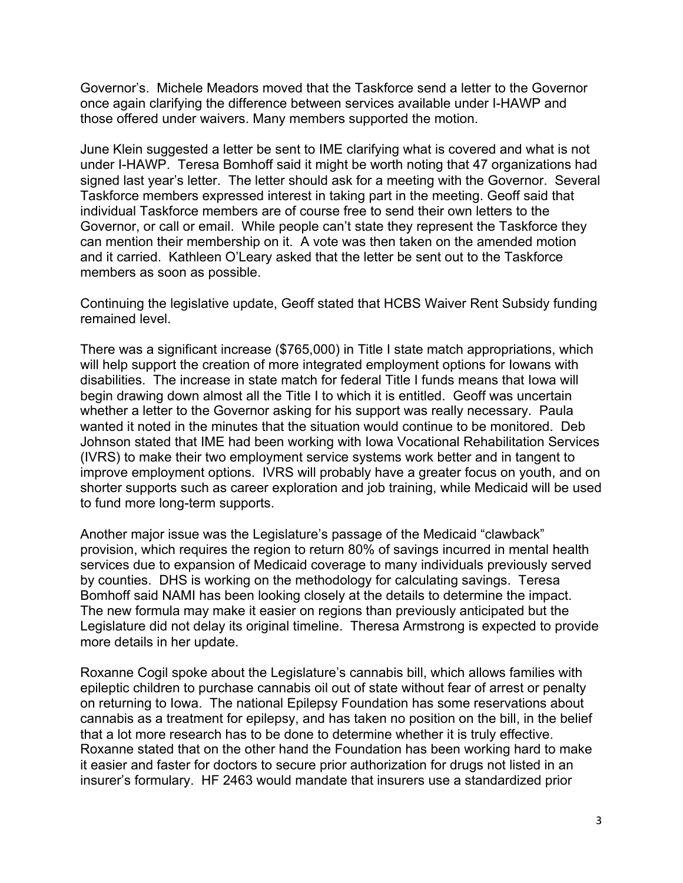Governor's. Michele Meadors moved that the Taskforce send a letter to the Governor once again clarifying the difference between services available under I-HAWP and those offered under waivers. Many members supported the motion.

June Klein suggested a letter be sent to IME clarifying what is covered and what is not under I-HAWP. Teresa Bomhoff said it might be worth noting that 47 organizations had signed last year's letter. The letter should ask for a meeting with the Governor. Several Taskforce members expressed interest in taking part in the meeting. Geoff said that individual Taskforce members are of course free to send their own letters to the Governor, or call or email. While people can't state they represent the Taskforce they can mention their membership on it. A vote was then taken on the amended motion and it carried. Kathleen O'Leary asked that the letter be sent out to the Taskforce members as soon as possible.

Continuing the legislative update, Geoff stated that HCBS Waiver Rent Subsidy funding remained level.

There was a significant increase ($765,000) in Title I state match appropriations, which will help support the creation of more integrated employment options for Iowans with disabilities. The increase in state match for federal Title I funds means that Iowa will begin drawing down almost all the Title I to which it is entitled. Geoff was uncertain whether a letter to the Governor asking for his support was really necessary. Paula wanted it noted in the minutes that the situation would continue to be monitored. Deb Johnson stated that IME had been working with Iowa Vocational Rehabilitation Services (IVRS) to make their two employment service systems work better and in tangent to improve employment options. IVRS will probably have a greater focus on youth, and on shorter supports such as career exploration and job training, while Medicaid will be used to fund more long-term supports.

Another major issue was the Legislature's passage of the Medicaid "clawback" provision, which requires the region to return 80% of savings incurred in mental health services due to expansion of Medicaid coverage to many individuals previously served by counties. DHS is working on the methodology for calculating savings. Teresa Bomhoff said NAMI has been looking closely at the details to determine the impact. The new formula may make it easier on regions than previously anticipated but the Legislature did not delay its original timeline. Theresa Armstrong is expected to provide more details in her update.

Roxanne Cogil spoke about the Legislature's cannabis bill, which allows families with epileptic children to purchase cannabis oil out of state without fear of arrest or penalty on returning to Iowa. The national Epilepsy Foundation has some reservations about cannabis as a treatment for epilepsy, and has taken no position on the bill, in the belief that a lot more research has to be done to determine whether it is truly effective. Roxanne stated that on the other hand the Foundation has been working hard to make it easier and faster for doctors to secure prior authorization for drugs not listed in an insurer's formulary. HF 2463 would mandate that insurers use a standardized prior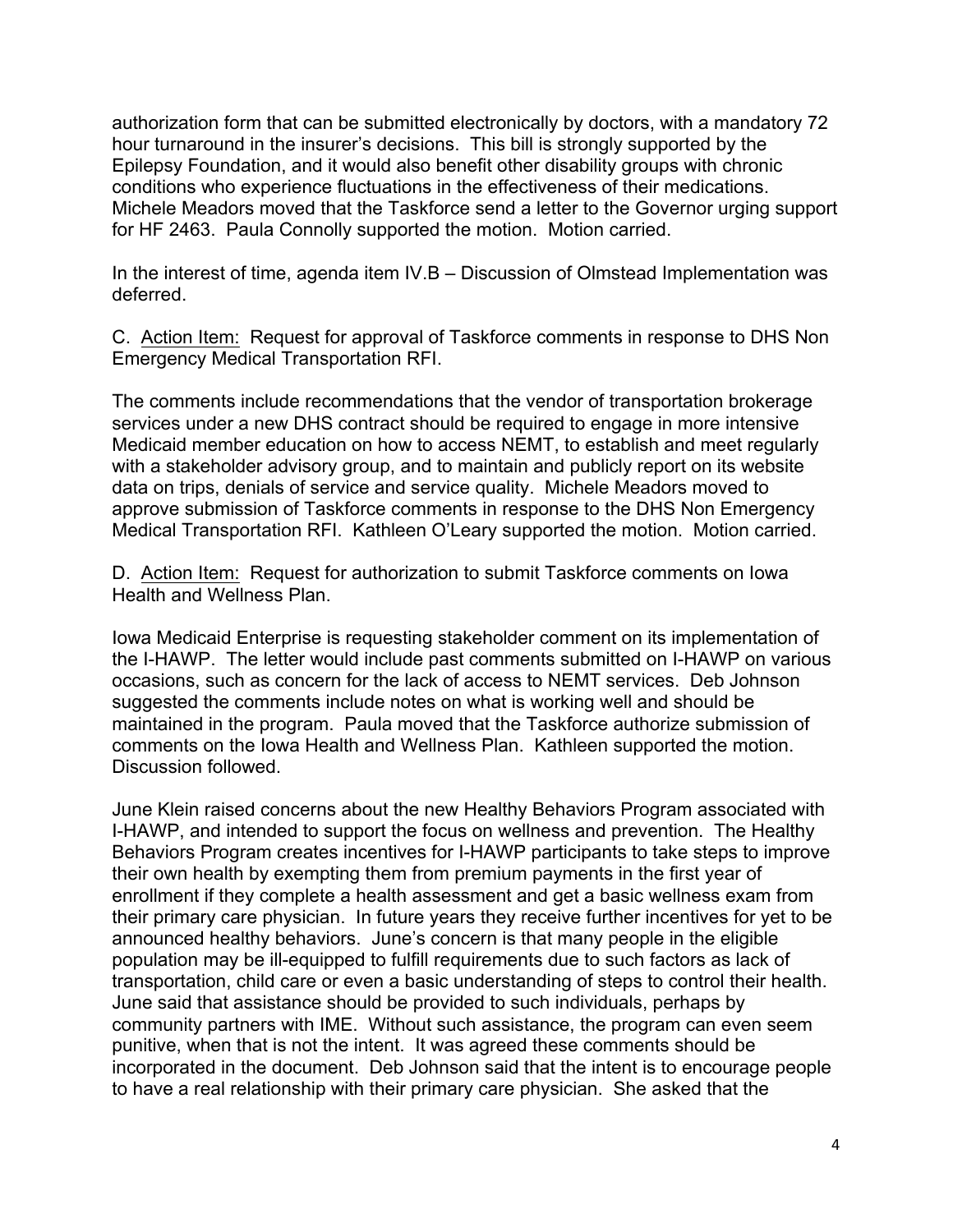authorization form that can be submitted electronically by doctors, with a mandatory 72 hour turnaround in the insurer's decisions. This bill is strongly supported by the Epilepsy Foundation, and it would also benefit other disability groups with chronic conditions who experience fluctuations in the effectiveness of their medications. Michele Meadors moved that the Taskforce send a letter to the Governor urging support for HF 2463. Paula Connolly supported the motion. Motion carried.

In the interest of time, agenda item IV.B – Discussion of Olmstead Implementation was deferred.

C. Action Item: Request for approval of Taskforce comments in response to DHS Non Emergency Medical Transportation RFI.

The comments include recommendations that the vendor of transportation brokerage services under a new DHS contract should be required to engage in more intensive Medicaid member education on how to access NEMT, to establish and meet regularly with a stakeholder advisory group, and to maintain and publicly report on its website data on trips, denials of service and service quality. Michele Meadors moved to approve submission of Taskforce comments in response to the DHS Non Emergency Medical Transportation RFI. Kathleen O'Leary supported the motion. Motion carried.

D. Action Item: Request for authorization to submit Taskforce comments on Iowa Health and Wellness Plan.

Iowa Medicaid Enterprise is requesting stakeholder comment on its implementation of the I-HAWP. The letter would include past comments submitted on I-HAWP on various occasions, such as concern for the lack of access to NEMT services. Deb Johnson suggested the comments include notes on what is working well and should be maintained in the program. Paula moved that the Taskforce authorize submission of comments on the Iowa Health and Wellness Plan. Kathleen supported the motion. Discussion followed.

June Klein raised concerns about the new Healthy Behaviors Program associated with I-HAWP, and intended to support the focus on wellness and prevention. The Healthy Behaviors Program creates incentives for I-HAWP participants to take steps to improve their own health by exempting them from premium payments in the first year of enrollment if they complete a health assessment and get a basic wellness exam from their primary care physician. In future years they receive further incentives for yet to be announced healthy behaviors. June's concern is that many people in the eligible population may be ill-equipped to fulfill requirements due to such factors as lack of transportation, child care or even a basic understanding of steps to control their health. June said that assistance should be provided to such individuals, perhaps by community partners with IME. Without such assistance, the program can even seem punitive, when that is not the intent. It was agreed these comments should be incorporated in the document. Deb Johnson said that the intent is to encourage people to have a real relationship with their primary care physician. She asked that the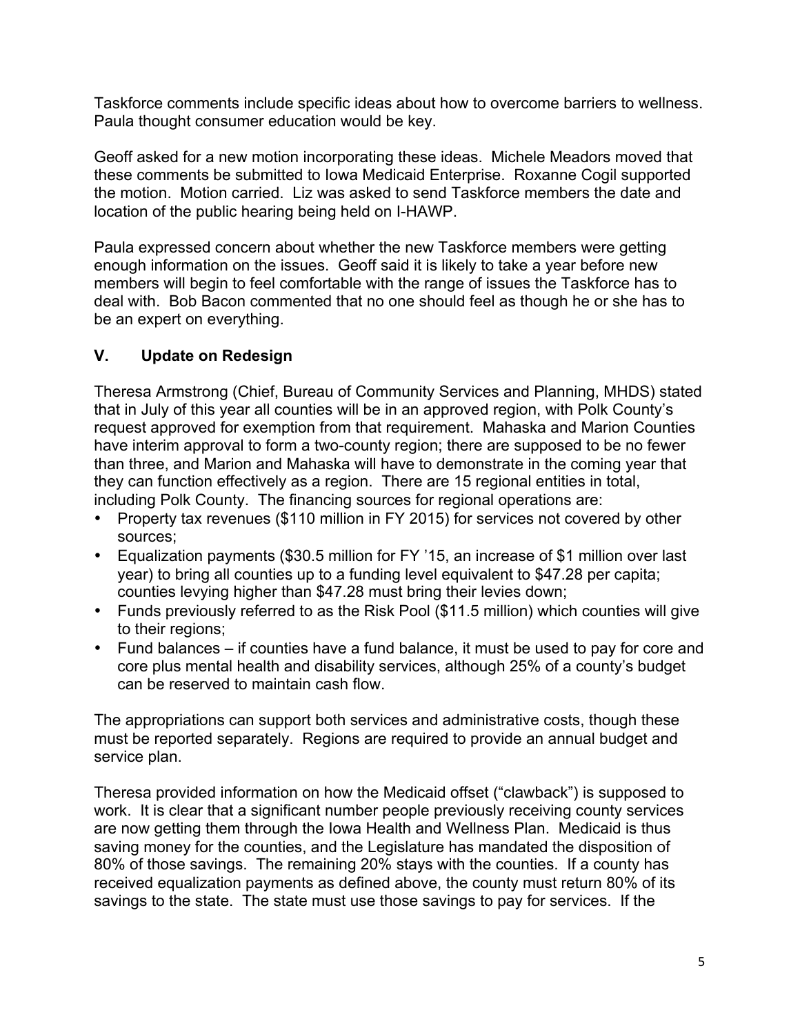Taskforce comments include specific ideas about how to overcome barriers to wellness. Paula thought consumer education would be key.

Geoff asked for a new motion incorporating these ideas. Michele Meadors moved that these comments be submitted to Iowa Medicaid Enterprise. Roxanne Cogil supported the motion. Motion carried. Liz was asked to send Taskforce members the date and location of the public hearing being held on I-HAWP.

Paula expressed concern about whether the new Taskforce members were getting enough information on the issues. Geoff said it is likely to take a year before new members will begin to feel comfortable with the range of issues the Taskforce has to deal with. Bob Bacon commented that no one should feel as though he or she has to be an expert on everything.

## V. Update on Redesign

Theresa Armstrong (Chief, Bureau of Community Services and Planning, MHDS) stated that in July of this year all counties will be in an approved region, with Polk County's request approved for exemption from that requirement. Mahaska and Marion Counties have interim approval to form a two-county region; there are supposed to be no fewer than three, and Marion and Mahaska will have to demonstrate in the coming year that they can function effectively as a region. There are 15 regional entities in total, including Polk County. The financing sources for regional operations are:

- Property tax revenues ($110 million in FY 2015) for services not covered by other sources;
- Equalization payments ($30.5 million for FY '15, an increase of $1 million over last year) to bring all counties up to a funding level equivalent to $47.28 per capita; counties levying higher than $47.28 must bring their levies down;
- Funds previously referred to as the Risk Pool ($11.5 million) which counties will give to their regions;
- Fund balances – if counties have a fund balance, it must be used to pay for core and core plus mental health and disability services, although 25% of a county's budget can be reserved to maintain cash flow.

The appropriations can support both services and administrative costs, though these must be reported separately. Regions are required to provide an annual budget and service plan.

Theresa provided information on how the Medicaid offset ("clawback") is supposed to work. It is clear that a significant number people previously receiving county services are now getting them through the Iowa Health and Wellness Plan. Medicaid is thus saving money for the counties, and the Legislature has mandated the disposition of 80% of those savings. The remaining 20% stays with the counties. If a county has received equalization payments as defined above, the county must return 80% of its savings to the state. The state must use those savings to pay for services. If the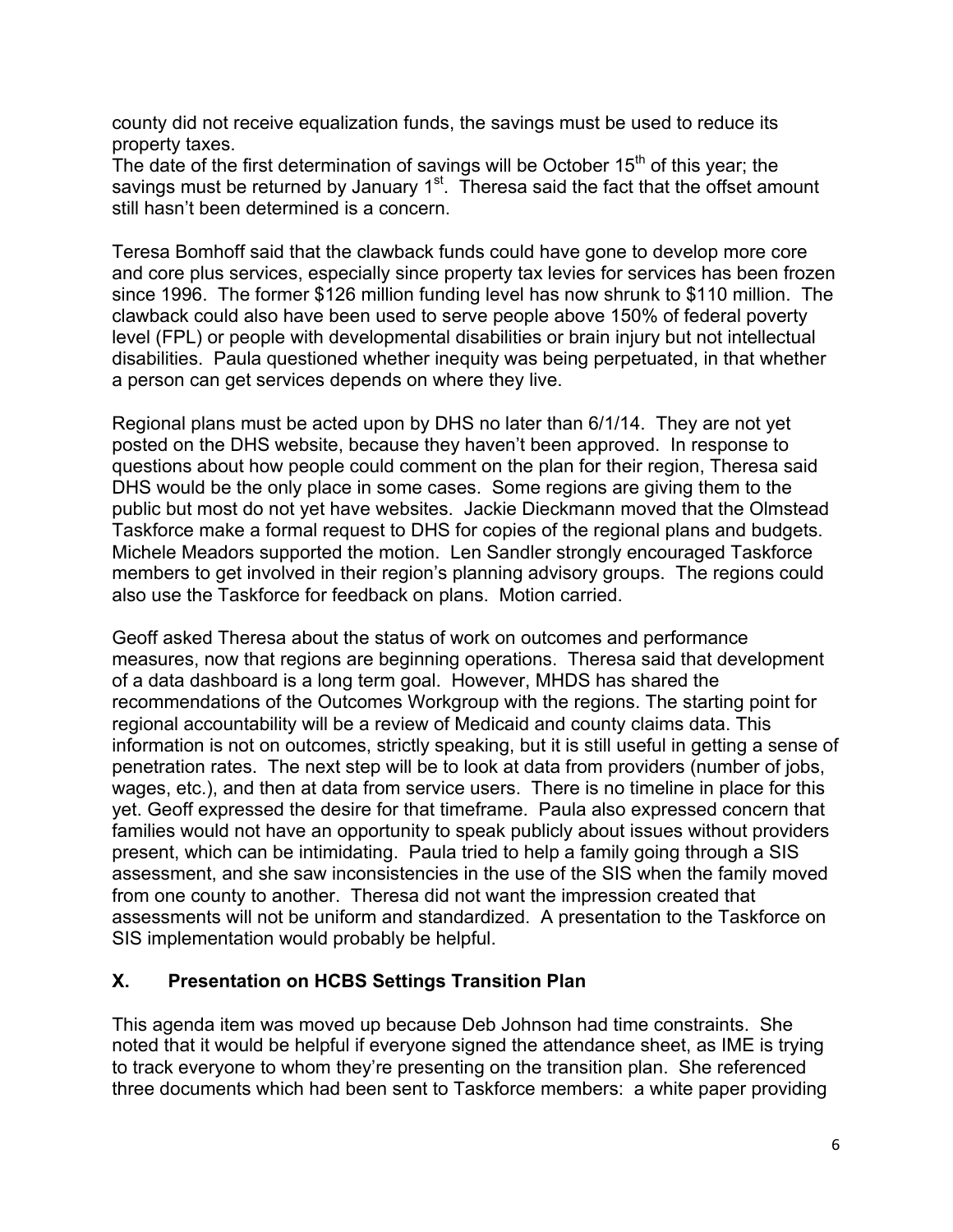county did not receive equalization funds, the savings must be used to reduce its property taxes.

The date of the first determination of savings will be October 15th of this year; the savings must be returned by January 1st. Theresa said the fact that the offset amount still hasn't been determined is a concern.

Teresa Bomhoff said that the clawback funds could have gone to develop more core and core plus services, especially since property tax levies for services has been frozen since 1996. The former $126 million funding level has now shrunk to $110 million. The clawback could also have been used to serve people above 150% of federal poverty level (FPL) or people with developmental disabilities or brain injury but not intellectual disabilities. Paula questioned whether inequity was being perpetuated, in that whether a person can get services depends on where they live.

Regional plans must be acted upon by DHS no later than 6/1/14. They are not yet posted on the DHS website, because they haven't been approved. In response to questions about how people could comment on the plan for their region, Theresa said DHS would be the only place in some cases. Some regions are giving them to the public but most do not yet have websites. Jackie Dieckmann moved that the Olmstead Taskforce make a formal request to DHS for copies of the regional plans and budgets. Michele Meadors supported the motion. Len Sandler strongly encouraged Taskforce members to get involved in their region's planning advisory groups. The regions could also use the Taskforce for feedback on plans. Motion carried.

Geoff asked Theresa about the status of work on outcomes and performance measures, now that regions are beginning operations. Theresa said that development of a data dashboard is a long term goal. However, MHDS has shared the recommendations of the Outcomes Workgroup with the regions. The starting point for regional accountability will be a review of Medicaid and county claims data. This information is not on outcomes, strictly speaking, but it is still useful in getting a sense of penetration rates. The next step will be to look at data from providers (number of jobs, wages, etc.), and then at data from service users. There is no timeline in place for this yet. Geoff expressed the desire for that timeframe. Paula also expressed concern that families would not have an opportunity to speak publicly about issues without providers present, which can be intimidating. Paula tried to help a family going through a SIS assessment, and she saw inconsistencies in the use of the SIS when the family moved from one county to another. Theresa did not want the impression created that assessments will not be uniform and standardized. A presentation to the Taskforce on SIS implementation would probably be helpful.

## X. Presentation on HCBS Settings Transition Plan

This agenda item was moved up because Deb Johnson had time constraints. She noted that it would be helpful if everyone signed the attendance sheet, as IME is trying to track everyone to whom they're presenting on the transition plan. She referenced three documents which had been sent to Taskforce members: a white paper providing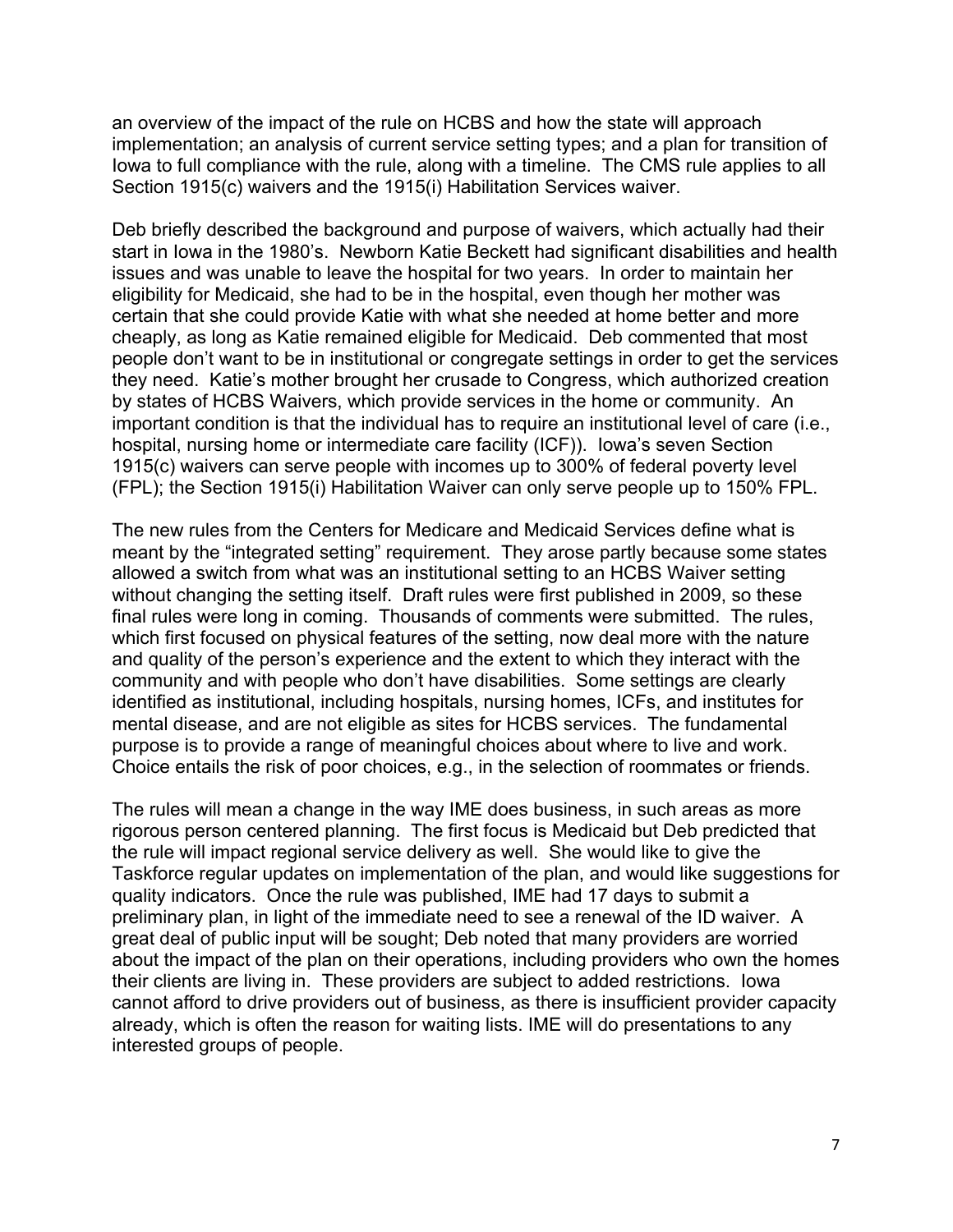an overview of the impact of the rule on HCBS and how the state will approach implementation; an analysis of current service setting types; and a plan for transition of Iowa to full compliance with the rule, along with a timeline. The CMS rule applies to all Section 1915(c) waivers and the 1915(i) Habilitation Services waiver.

Deb briefly described the background and purpose of waivers, which actually had their start in Iowa in the 1980's. Newborn Katie Beckett had significant disabilities and health issues and was unable to leave the hospital for two years. In order to maintain her eligibility for Medicaid, she had to be in the hospital, even though her mother was certain that she could provide Katie with what she needed at home better and more cheaply, as long as Katie remained eligible for Medicaid. Deb commented that most people don't want to be in institutional or congregate settings in order to get the services they need. Katie's mother brought her crusade to Congress, which authorized creation by states of HCBS Waivers, which provide services in the home or community. An important condition is that the individual has to require an institutional level of care (i.e., hospital, nursing home or intermediate care facility (ICF)). Iowa's seven Section 1915(c) waivers can serve people with incomes up to 300% of federal poverty level (FPL); the Section 1915(i) Habilitation Waiver can only serve people up to 150% FPL.

The new rules from the Centers for Medicare and Medicaid Services define what is meant by the "integrated setting" requirement. They arose partly because some states allowed a switch from what was an institutional setting to an HCBS Waiver setting without changing the setting itself. Draft rules were first published in 2009, so these final rules were long in coming. Thousands of comments were submitted. The rules, which first focused on physical features of the setting, now deal more with the nature and quality of the person's experience and the extent to which they interact with the community and with people who don't have disabilities. Some settings are clearly identified as institutional, including hospitals, nursing homes, ICFs, and institutes for mental disease, and are not eligible as sites for HCBS services. The fundamental purpose is to provide a range of meaningful choices about where to live and work. Choice entails the risk of poor choices, e.g., in the selection of roommates or friends.

The rules will mean a change in the way IME does business, in such areas as more rigorous person centered planning. The first focus is Medicaid but Deb predicted that the rule will impact regional service delivery as well. She would like to give the Taskforce regular updates on implementation of the plan, and would like suggestions for quality indicators. Once the rule was published, IME had 17 days to submit a preliminary plan, in light of the immediate need to see a renewal of the ID waiver. A great deal of public input will be sought; Deb noted that many providers are worried about the impact of the plan on their operations, including providers who own the homes their clients are living in. These providers are subject to added restrictions. Iowa cannot afford to drive providers out of business, as there is insufficient provider capacity already, which is often the reason for waiting lists. IME will do presentations to any interested groups of people.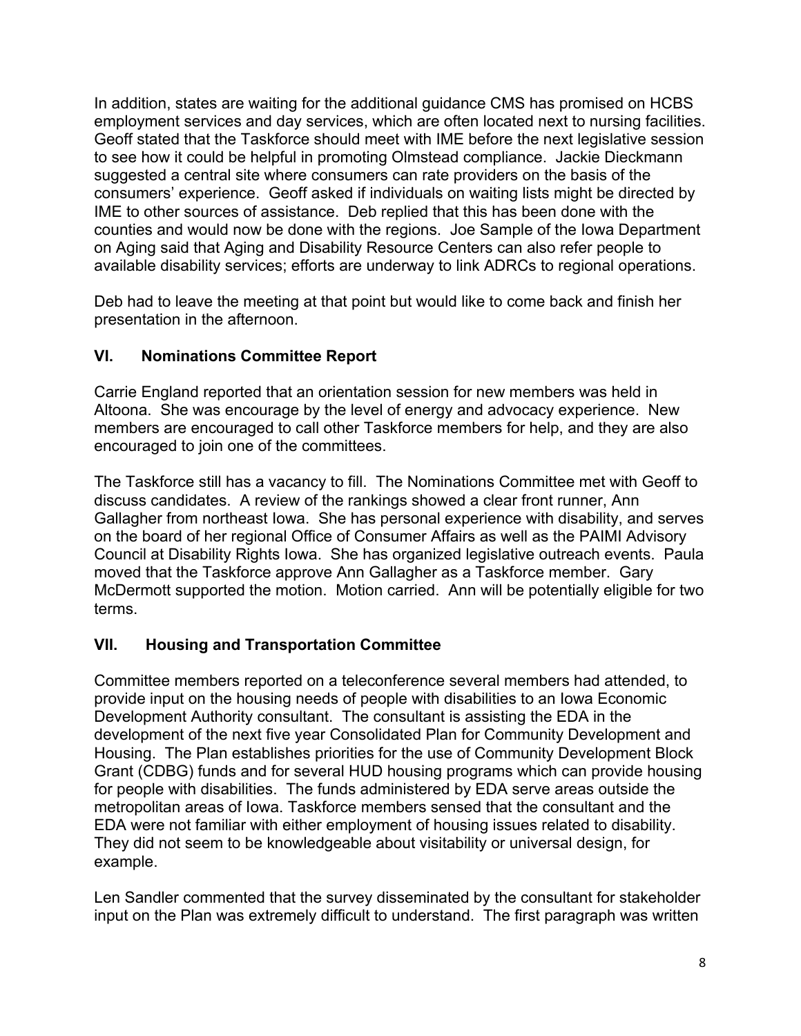In addition, states are waiting for the additional guidance CMS has promised on HCBS employment services and day services, which are often located next to nursing facilities. Geoff stated that the Taskforce should meet with IME before the next legislative session to see how it could be helpful in promoting Olmstead compliance. Jackie Dieckmann suggested a central site where consumers can rate providers on the basis of the consumers' experience. Geoff asked if individuals on waiting lists might be directed by IME to other sources of assistance. Deb replied that this has been done with the counties and would now be done with the regions. Joe Sample of the Iowa Department on Aging said that Aging and Disability Resource Centers can also refer people to available disability services; efforts are underway to link ADRCs to regional operations.

Deb had to leave the meeting at that point but would like to come back and finish her presentation in the afternoon.

## VI. Nominations Committee Report

Carrie England reported that an orientation session for new members was held in Altoona. She was encourage by the level of energy and advocacy experience. New members are encouraged to call other Taskforce members for help, and they are also encouraged to join one of the committees.

The Taskforce still has a vacancy to fill. The Nominations Committee met with Geoff to discuss candidates. A review of the rankings showed a clear front runner, Ann Gallagher from northeast Iowa. She has personal experience with disability, and serves on the board of her regional Office of Consumer Affairs as well as the PAIMI Advisory Council at Disability Rights Iowa. She has organized legislative outreach events. Paula moved that the Taskforce approve Ann Gallagher as a Taskforce member. Gary McDermott supported the motion. Motion carried. Ann will be potentially eligible for two terms.

## VII. Housing and Transportation Committee

Committee members reported on a teleconference several members had attended, to provide input on the housing needs of people with disabilities to an Iowa Economic Development Authority consultant. The consultant is assisting the EDA in the development of the next five year Consolidated Plan for Community Development and Housing. The Plan establishes priorities for the use of Community Development Block Grant (CDBG) funds and for several HUD housing programs which can provide housing for people with disabilities. The funds administered by EDA serve areas outside the metropolitan areas of Iowa. Taskforce members sensed that the consultant and the EDA were not familiar with either employment of housing issues related to disability. They did not seem to be knowledgeable about visitability or universal design, for example.

Len Sandler commented that the survey disseminated by the consultant for stakeholder input on the Plan was extremely difficult to understand. The first paragraph was written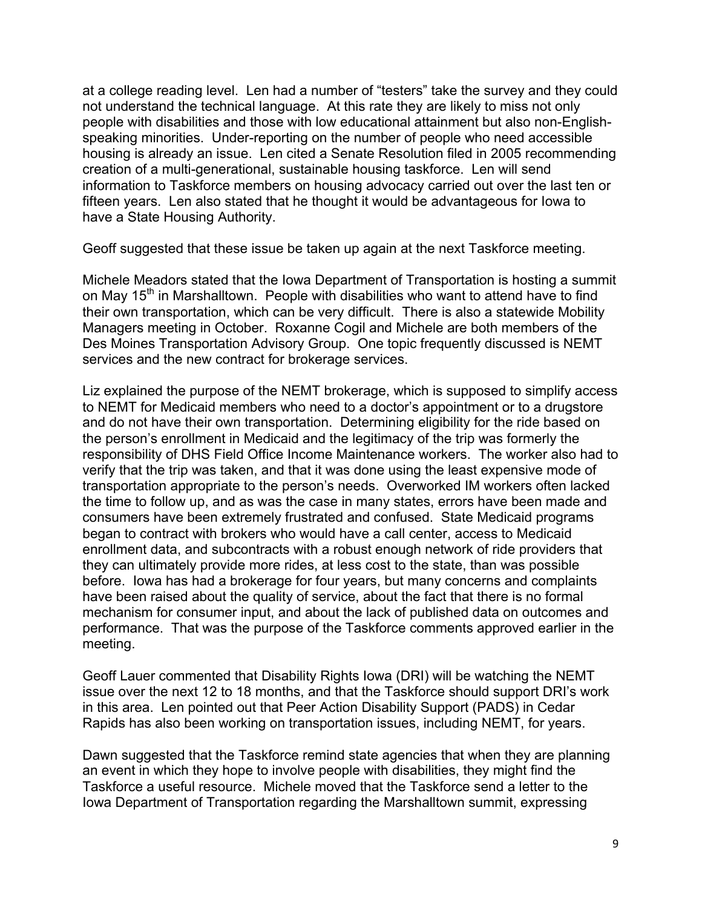at a college reading level. Len had a number of "testers" take the survey and they could not understand the technical language. At this rate they are likely to miss not only people with disabilities and those with low educational attainment but also non-English-speaking minorities. Under-reporting on the number of people who need accessible housing is already an issue. Len cited a Senate Resolution filed in 2005 recommending creation of a multi-generational, sustainable housing taskforce. Len will send information to Taskforce members on housing advocacy carried out over the last ten or fifteen years. Len also stated that he thought it would be advantageous for Iowa to have a State Housing Authority.

Geoff suggested that these issue be taken up again at the next Taskforce meeting.

Michele Meadors stated that the Iowa Department of Transportation is hosting a summit on May 15th in Marshalltown. People with disabilities who want to attend have to find their own transportation, which can be very difficult. There is also a statewide Mobility Managers meeting in October. Roxanne Cogil and Michele are both members of the Des Moines Transportation Advisory Group. One topic frequently discussed is NEMT services and the new contract for brokerage services.

Liz explained the purpose of the NEMT brokerage, which is supposed to simplify access to NEMT for Medicaid members who need to a doctor's appointment or to a drugstore and do not have their own transportation. Determining eligibility for the ride based on the person's enrollment in Medicaid and the legitimacy of the trip was formerly the responsibility of DHS Field Office Income Maintenance workers. The worker also had to verify that the trip was taken, and that it was done using the least expensive mode of transportation appropriate to the person's needs. Overworked IM workers often lacked the time to follow up, and as was the case in many states, errors have been made and consumers have been extremely frustrated and confused. State Medicaid programs began to contract with brokers who would have a call center, access to Medicaid enrollment data, and subcontracts with a robust enough network of ride providers that they can ultimately provide more rides, at less cost to the state, than was possible before. Iowa has had a brokerage for four years, but many concerns and complaints have been raised about the quality of service, about the fact that there is no formal mechanism for consumer input, and about the lack of published data on outcomes and performance. That was the purpose of the Taskforce comments approved earlier in the meeting.

Geoff Lauer commented that Disability Rights Iowa (DRI) will be watching the NEMT issue over the next 12 to 18 months, and that the Taskforce should support DRI's work in this area. Len pointed out that Peer Action Disability Support (PADS) in Cedar Rapids has also been working on transportation issues, including NEMT, for years.

Dawn suggested that the Taskforce remind state agencies that when they are planning an event in which they hope to involve people with disabilities, they might find the Taskforce a useful resource. Michele moved that the Taskforce send a letter to the Iowa Department of Transportation regarding the Marshalltown summit, expressing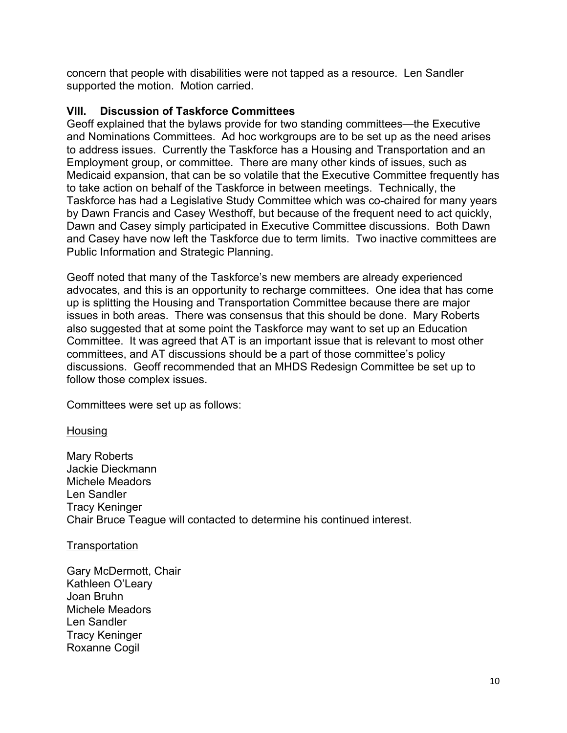concern that people with disabilities were not tapped as a resource. Len Sandler supported the motion. Motion carried.

## VIII. Discussion of Taskforce Committees

Geoff explained that the bylaws provide for two standing committees—the Executive and Nominations Committees. Ad hoc workgroups are to be set up as the need arises to address issues. Currently the Taskforce has a Housing and Transportation and an Employment group, or committee. There are many other kinds of issues, such as Medicaid expansion, that can be so volatile that the Executive Committee frequently has to take action on behalf of the Taskforce in between meetings. Technically, the Taskforce has had a Legislative Study Committee which was co-chaired for many years by Dawn Francis and Casey Westhoff, but because of the frequent need to act quickly, Dawn and Casey simply participated in Executive Committee discussions. Both Dawn and Casey have now left the Taskforce due to term limits. Two inactive committees are Public Information and Strategic Planning.

Geoff noted that many of the Taskforce's new members are already experienced advocates, and this is an opportunity to recharge committees. One idea that has come up is splitting the Housing and Transportation Committee because there are major issues in both areas. There was consensus that this should be done. Mary Roberts also suggested that at some point the Taskforce may want to set up an Education Committee. It was agreed that AT is an important issue that is relevant to most other committees, and AT discussions should be a part of those committee's policy discussions. Geoff recommended that an MHDS Redesign Committee be set up to follow those complex issues.

Committees were set up as follows:

<u>Housing</u>

Mary Roberts
Jackie Dieckmann
Michele Meadors
Len Sandler
Tracy Keninger
Chair Bruce Teague will contacted to determine his continued interest.

<u>Transportation</u>

Gary McDermott, Chair
Kathleen O'Leary
Joan Bruhn
Michele Meadors
Len Sandler
Tracy Keninger
Roxanne Cogil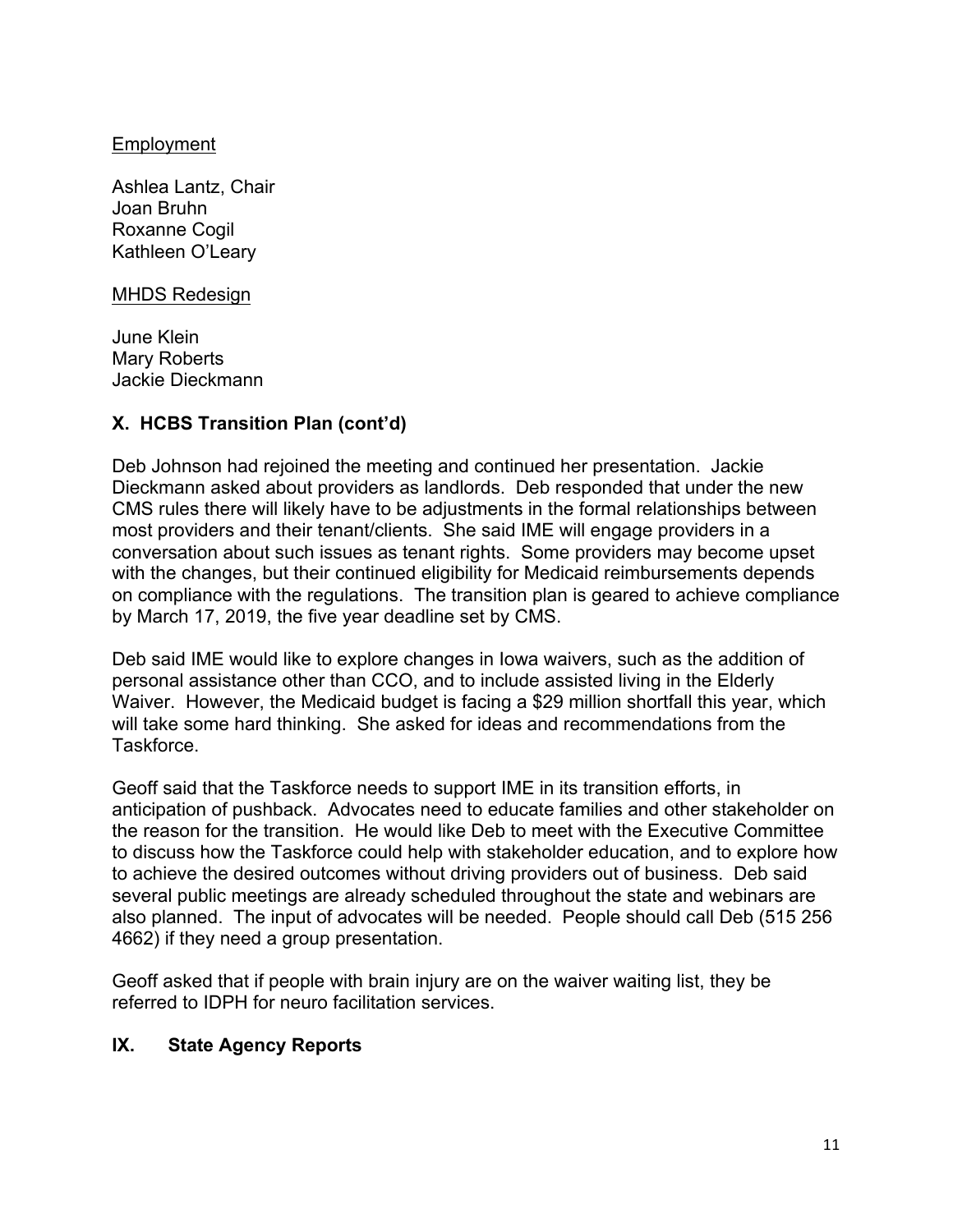<u>Employment</u>

Ashlea Lantz, Chair
Joan Bruhn
Roxanne Cogil
Kathleen O'Leary

<u>MHDS Redesign</u>

June Klein
Mary Roberts
Jackie Dieckmann

## X. HCBS Transition Plan (cont'd)

Deb Johnson had rejoined the meeting and continued her presentation. Jackie Dieckmann asked about providers as landlords. Deb responded that under the new CMS rules there will likely have to be adjustments in the formal relationships between most providers and their tenant/clients. She said IME will engage providers in a conversation about such issues as tenant rights. Some providers may become upset with the changes, but their continued eligibility for Medicaid reimbursements depends on compliance with the regulations. The transition plan is geared to achieve compliance by March 17, 2019, the five year deadline set by CMS.

Deb said IME would like to explore changes in Iowa waivers, such as the addition of personal assistance other than CCO, and to include assisted living in the Elderly Waiver. However, the Medicaid budget is facing a $29 million shortfall this year, which will take some hard thinking. She asked for ideas and recommendations from the Taskforce.

Geoff said that the Taskforce needs to support IME in its transition efforts, in anticipation of pushback. Advocates need to educate families and other stakeholder on the reason for the transition. He would like Deb to meet with the Executive Committee to discuss how the Taskforce could help with stakeholder education, and to explore how to achieve the desired outcomes without driving providers out of business. Deb said several public meetings are already scheduled throughout the state and webinars are also planned. The input of advocates will be needed. People should call Deb (515 256 4662) if they need a group presentation.

Geoff asked that if people with brain injury are on the waiver waiting list, they be referred to IDPH for neuro facilitation services.

## IX. State Agency Reports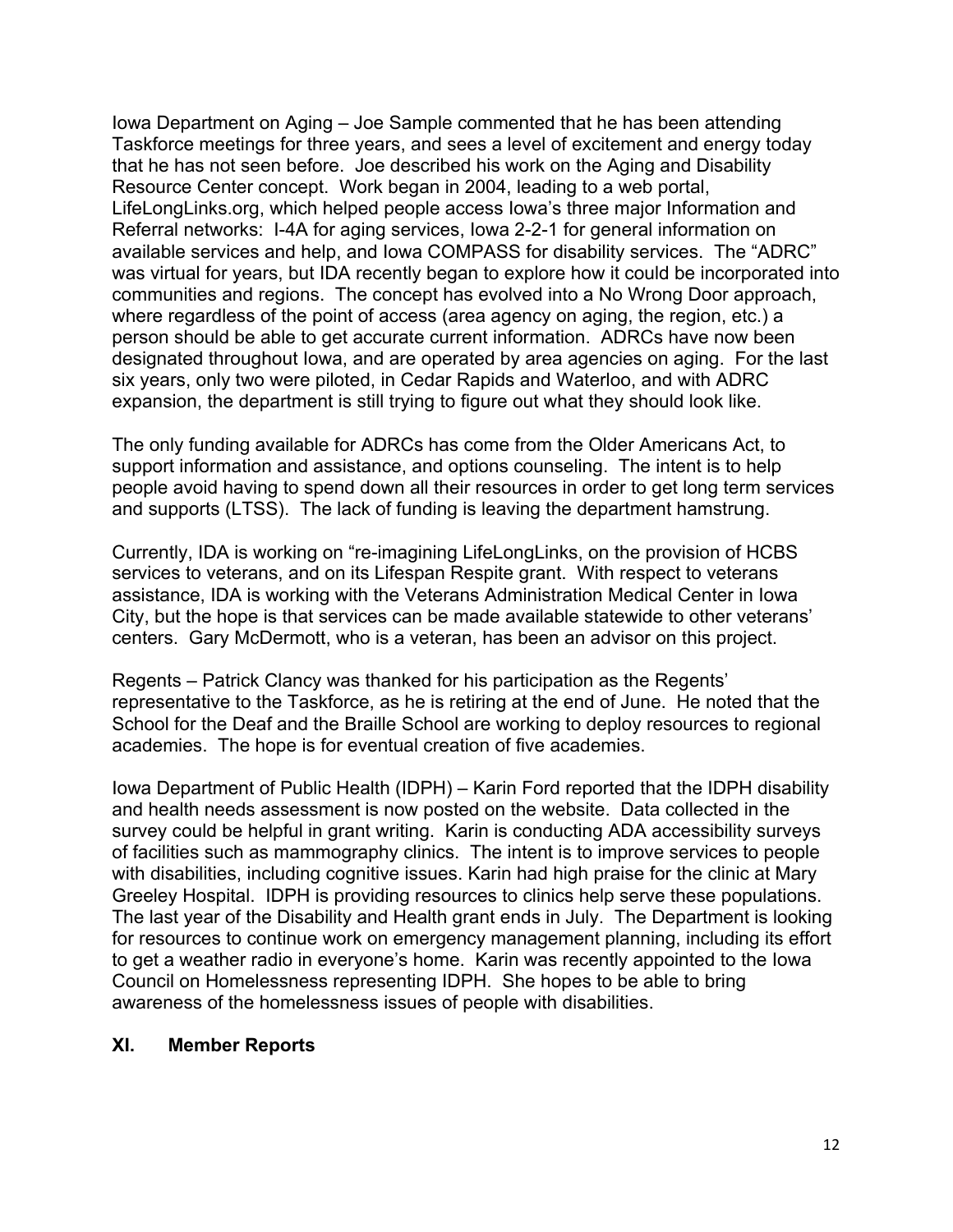Iowa Department on Aging – Joe Sample commented that he has been attending Taskforce meetings for three years, and sees a level of excitement and energy today that he has not seen before. Joe described his work on the Aging and Disability Resource Center concept. Work began in 2004, leading to a web portal, LifeLongLinks.org, which helped people access Iowa's three major Information and Referral networks: I-4A for aging services, Iowa 2-2-1 for general information on available services and help, and Iowa COMPASS for disability services. The "ADRC" was virtual for years, but IDA recently began to explore how it could be incorporated into communities and regions. The concept has evolved into a No Wrong Door approach, where regardless of the point of access (area agency on aging, the region, etc.) a person should be able to get accurate current information. ADRCs have now been designated throughout Iowa, and are operated by area agencies on aging. For the last six years, only two were piloted, in Cedar Rapids and Waterloo, and with ADRC expansion, the department is still trying to figure out what they should look like.

The only funding available for ADRCs has come from the Older Americans Act, to support information and assistance, and options counseling. The intent is to help people avoid having to spend down all their resources in order to get long term services and supports (LTSS). The lack of funding is leaving the department hamstrung.

Currently, IDA is working on "re-imagining LifeLongLinks, on the provision of HCBS services to veterans, and on its Lifespan Respite grant. With respect to veterans assistance, IDA is working with the Veterans Administration Medical Center in Iowa City, but the hope is that services can be made available statewide to other veterans' centers. Gary McDermott, who is a veteran, has been an advisor on this project.

Regents – Patrick Clancy was thanked for his participation as the Regents' representative to the Taskforce, as he is retiring at the end of June. He noted that the School for the Deaf and the Braille School are working to deploy resources to regional academies. The hope is for eventual creation of five academies.

Iowa Department of Public Health (IDPH) – Karin Ford reported that the IDPH disability and health needs assessment is now posted on the website. Data collected in the survey could be helpful in grant writing. Karin is conducting ADA accessibility surveys of facilities such as mammography clinics. The intent is to improve services to people with disabilities, including cognitive issues. Karin had high praise for the clinic at Mary Greeley Hospital. IDPH is providing resources to clinics help serve these populations. The last year of the Disability and Health grant ends in July. The Department is looking for resources to continue work on emergency management planning, including its effort to get a weather radio in everyone's home. Karin was recently appointed to the Iowa Council on Homelessness representing IDPH. She hopes to be able to bring awareness of the homelessness issues of people with disabilities.

## XI. Member Reports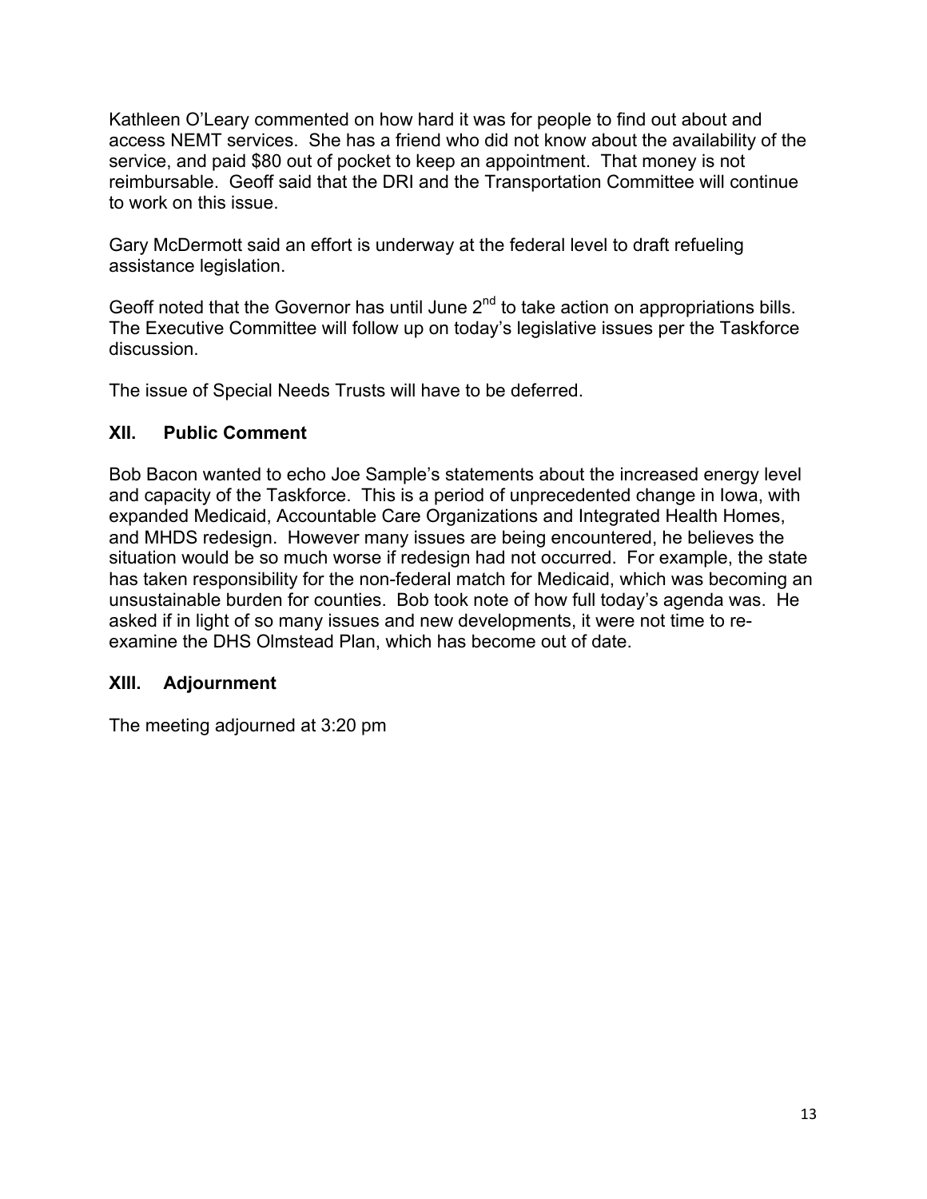Kathleen O'Leary commented on how hard it was for people to find out about and access NEMT services. She has a friend who did not know about the availability of the service, and paid $80 out of pocket to keep an appointment. That money is not reimbursable. Geoff said that the DRI and the Transportation Committee will continue to work on this issue.

Gary McDermott said an effort is underway at the federal level to draft refueling assistance legislation.

Geoff noted that the Governor has until June 2nd to take action on appropriations bills. The Executive Committee will follow up on today's legislative issues per the Taskforce discussion.

The issue of Special Needs Trusts will have to be deferred.

## XII. Public Comment

Bob Bacon wanted to echo Joe Sample's statements about the increased energy level and capacity of the Taskforce. This is a period of unprecedented change in Iowa, with expanded Medicaid, Accountable Care Organizations and Integrated Health Homes, and MHDS redesign. However many issues are being encountered, he believes the situation would be so much worse if redesign had not occurred. For example, the state has taken responsibility for the non-federal match for Medicaid, which was becoming an unsustainable burden for counties. Bob took note of how full today's agenda was. He asked if in light of so many issues and new developments, it were not time to re-examine the DHS Olmstead Plan, which has become out of date.

## XIII. Adjournment

The meeting adjourned at 3:20 pm